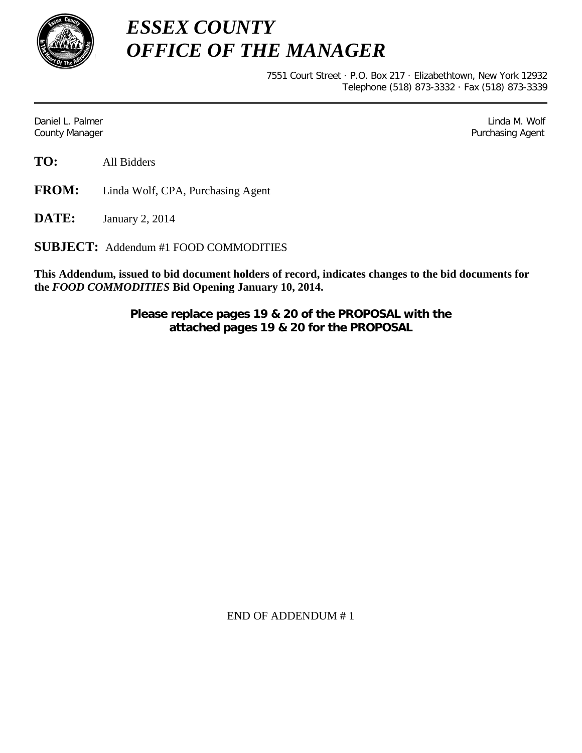# *ESSEX COUNTY*
# *OFFICE OF THE MANAGER*

7551 Court Street · P.O. Box 217 · Elizabethtown, New York 12932
Telephone (518) 873-3332 · Fax (518) 873-3339

---

Daniel L. Palmer
County Manager

Linda M. Wolf
Purchasing Agent

**TO:** All Bidders

**FROM:** Linda Wolf, CPA, Purchasing Agent

**DATE:** January 2, 2014

**SUBJECT:** Addendum #1 FOOD COMMODITIES

**This Addendum, issued to bid document holders of record, indicates changes to the bid documents for the *FOOD COMMODITIES* Bid Opening January 10, 2014.**

**Please replace pages 19 & 20 of the PROPOSAL with the attached pages 19 & 20 for the PROPOSAL**

END OF ADDENDUM # 1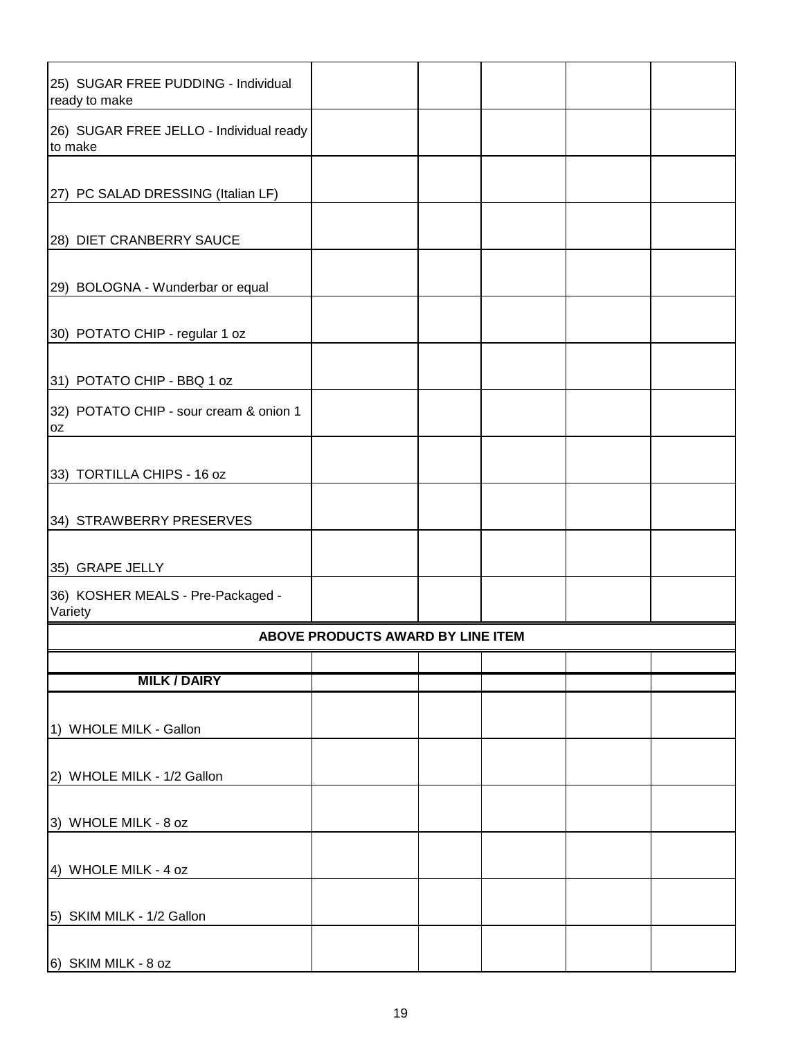| | | | | | |
|---|---|---|---|---|---|
| 25) SUGAR FREE PUDDING - Individual ready to make | | | | | |
| 26) SUGAR FREE JELLO - Individual ready to make | | | | | |
| 27) PC SALAD DRESSING (Italian LF) | | | | | |
| 28) DIET CRANBERRY SAUCE | | | | | |
| 29) BOLOGNA - Wunderbar or equal | | | | | |
| 30) POTATO CHIP - regular 1 oz | | | | | |
| 31) POTATO CHIP - BBQ 1 oz | | | | | |
| 32) POTATO CHIP - sour cream & onion 1 oz | | | | | |
| 33) TORTILLA CHIPS - 16 oz | | | | | |
| 34) STRAWBERRY PRESERVES | | | | | |
| 35) GRAPE JELLY | | | | | |
| 36) KOSHER MEALS - Pre-Packaged - Variety | | | | | |
| **ABOVE PRODUCTS AWARD BY LINE ITEM** | | | | | |
| | | | | | |
| **MILK / DAIRY** | | | | | |
| 1) WHOLE MILK - Gallon | | | | | |
| 2) WHOLE MILK - 1/2 Gallon | | | | | |
| 3) WHOLE MILK - 8 oz | | | | | |
| 4) WHOLE MILK - 4 oz | | | | | |
| 5) SKIM MILK - 1/2 Gallon | | | | | |
| 6) SKIM MILK - 8 oz | | | | | |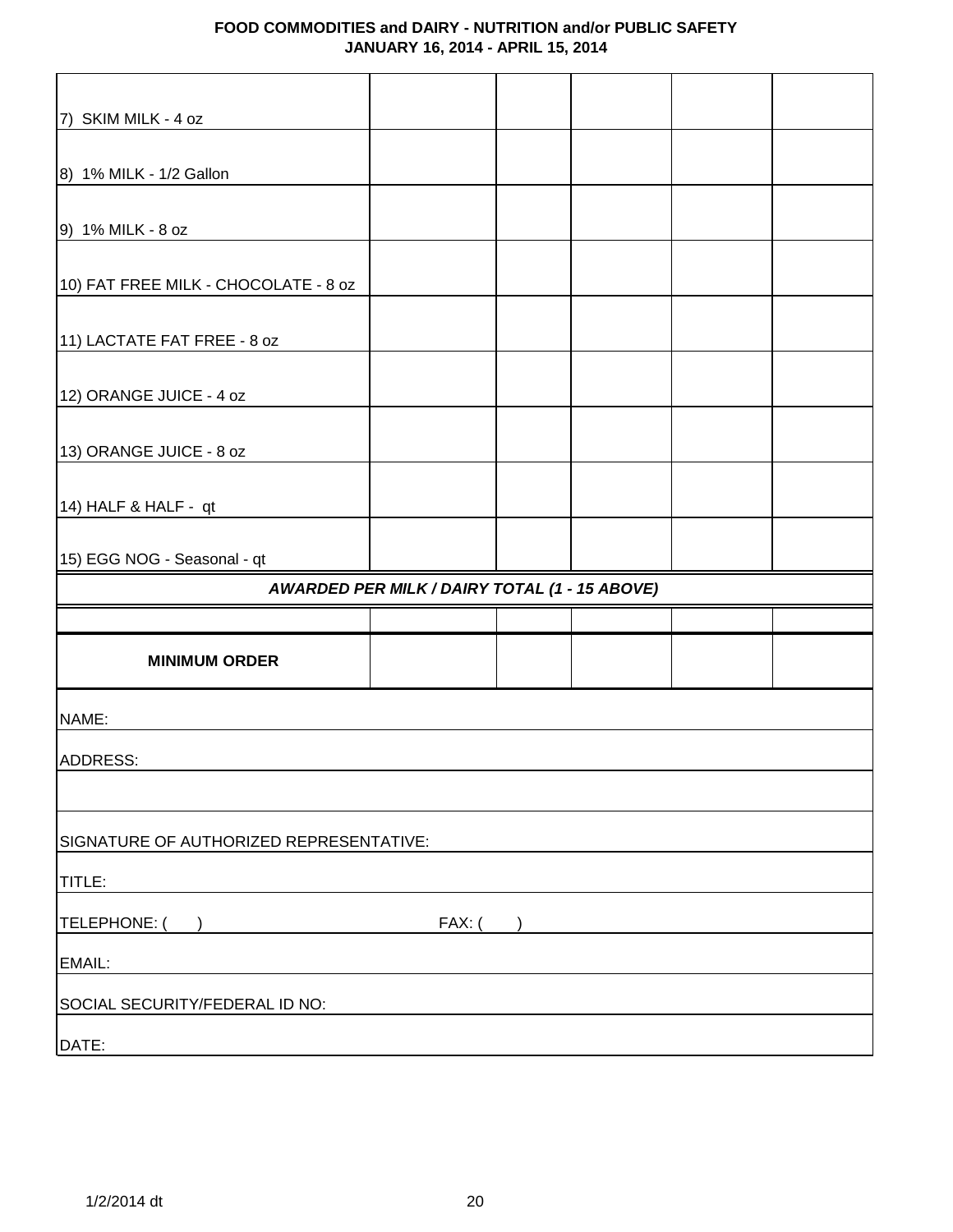**FOOD COMMODITIES and DAIRY - NUTRITION and/or PUBLIC SAFETY**
**JANUARY 16, 2014 - APRIL 15, 2014**

| | | | | | |
|---|---|---|---|---|---|
| 7) SKIM MILK - 4 oz | | | | | |
| 8) 1% MILK - 1/2 Gallon | | | | | |
| 9) 1% MILK - 8 oz | | | | | |
| 10) FAT FREE MILK - CHOCOLATE - 8 oz | | | | | |
| 11) LACTATE FAT FREE - 8 oz | | | | | |
| 12) ORANGE JUICE - 4 oz | | | | | |
| 13) ORANGE JUICE - 8 oz | | | | | |
| 14) HALF & HALF - qt | | | | | |
| 15) EGG NOG - Seasonal - qt | | | | | |
| ***AWARDED PER MILK / DAIRY TOTAL (1 - 15 ABOVE)*** | | | | | |
| | | | | | |
| **MINIMUM ORDER** | | | | | |

NAME:

ADDRESS:

SIGNATURE OF AUTHORIZED REPRESENTATIVE:

TITLE:

TELEPHONE: (     )                                        FAX: (     )

EMAIL:

SOCIAL SECURITY/FEDERAL ID NO:

DATE:

1/2/2014 dt